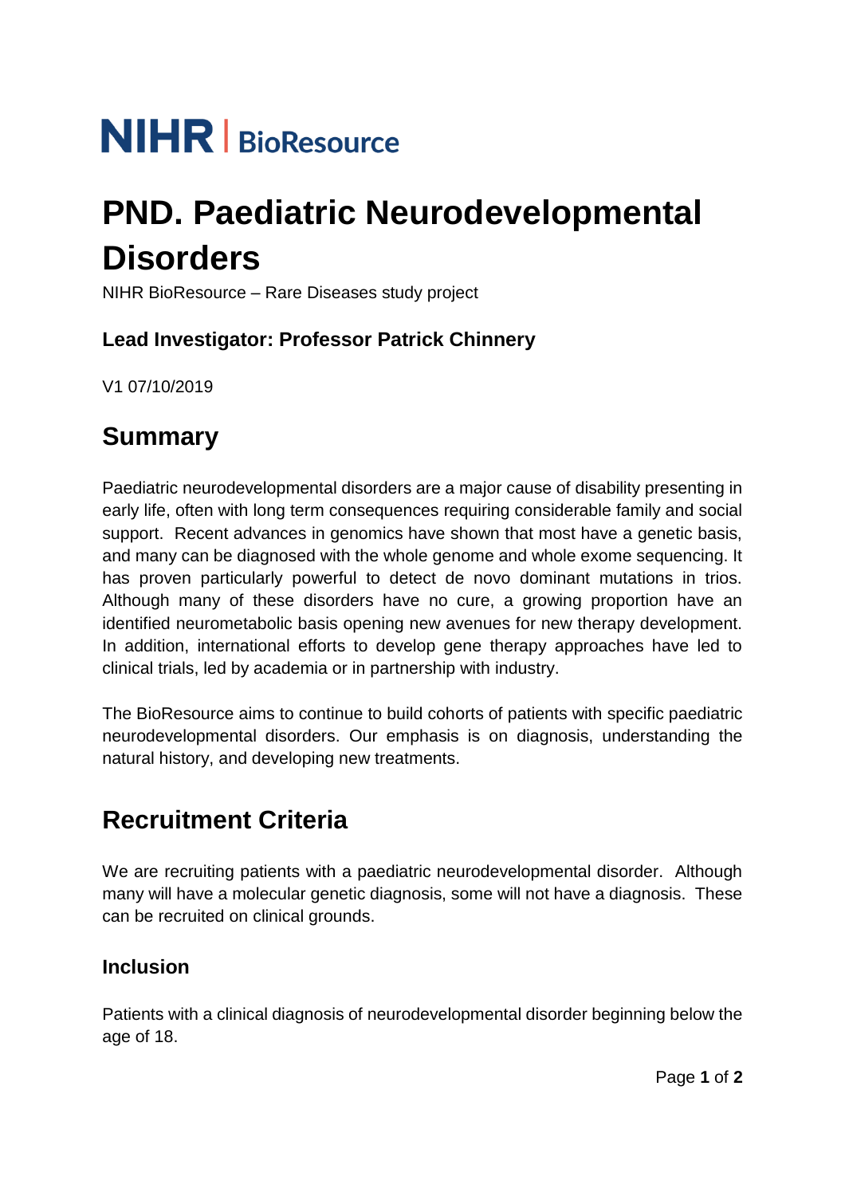NIHR | BioResource

# PND. Paediatric Neurodevelopmental Disorders

NIHR BioResource – Rare Diseases study project

### Lead Investigator: Professor Patrick Chinnery

V1 07/10/2019

## Summary

Paediatric neurodevelopmental disorders are a major cause of disability presenting in early life, often with long term consequences requiring considerable family and social support. Recent advances in genomics have shown that most have a genetic basis, and many can be diagnosed with the whole genome and whole exome sequencing. It has proven particularly powerful to detect de novo dominant mutations in trios. Although many of these disorders have no cure, a growing proportion have an identified neurometabolic basis opening new avenues for new therapy development. In addition, international efforts to develop gene therapy approaches have led to clinical trials, led by academia or in partnership with industry.

The BioResource aims to continue to build cohorts of patients with specific paediatric neurodevelopmental disorders. Our emphasis is on diagnosis, understanding the natural history, and developing new treatments.

## Recruitment Criteria

We are recruiting patients with a paediatric neurodevelopmental disorder. Although many will have a molecular genetic diagnosis, some will not have a diagnosis. These can be recruited on clinical grounds.

### Inclusion

Patients with a clinical diagnosis of neurodevelopmental disorder beginning below the age of 18.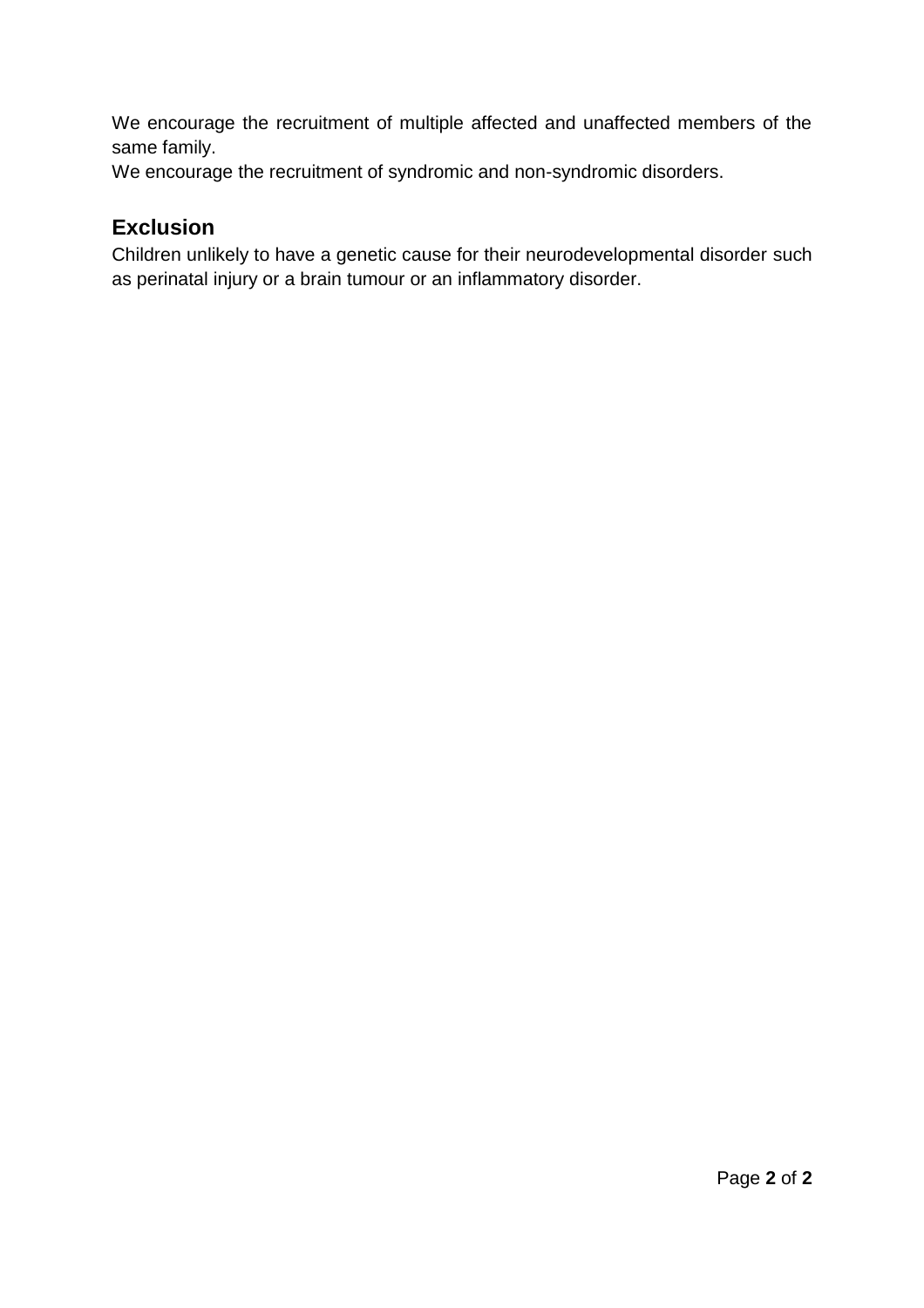We encourage the recruitment of multiple affected and unaffected members of the same family.

We encourage the recruitment of syndromic and non-syndromic disorders.

## Exclusion

Children unlikely to have a genetic cause for their neurodevelopmental disorder such as perinatal injury or a brain tumour or an inflammatory disorder.